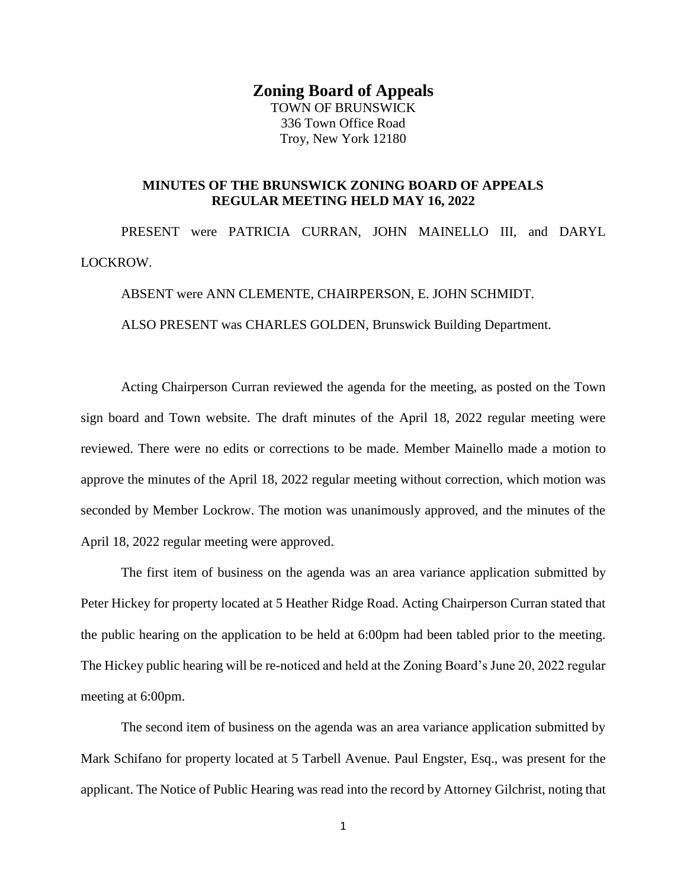# Zoning Board of Appeals

TOWN OF BRUNSWICK
336 Town Office Road
Troy, New York 12180

**MINUTES OF THE BRUNSWICK ZONING BOARD OF APPEALS REGULAR MEETING HELD MAY 16, 2022**

PRESENT were PATRICIA CURRAN, JOHN MAINELLO III, and DARYL LOCKROW.

ABSENT were ANN CLEMENTE, CHAIRPERSON, E. JOHN SCHMIDT.

ALSO PRESENT was CHARLES GOLDEN, Brunswick Building Department.

Acting Chairperson Curran reviewed the agenda for the meeting, as posted on the Town sign board and Town website. The draft minutes of the April 18, 2022 regular meeting were reviewed. There were no edits or corrections to be made. Member Mainello made a motion to approve the minutes of the April 18, 2022 regular meeting without correction, which motion was seconded by Member Lockrow. The motion was unanimously approved, and the minutes of the April 18, 2022 regular meeting were approved.

The first item of business on the agenda was an area variance application submitted by Peter Hickey for property located at 5 Heather Ridge Road. Acting Chairperson Curran stated that the public hearing on the application to be held at 6:00pm had been tabled prior to the meeting. The Hickey public hearing will be re-noticed and held at the Zoning Board's June 20, 2022 regular meeting at 6:00pm.

The second item of business on the agenda was an area variance application submitted by Mark Schifano for property located at 5 Tarbell Avenue. Paul Engster, Esq., was present for the applicant. The Notice of Public Hearing was read into the record by Attorney Gilchrist, noting that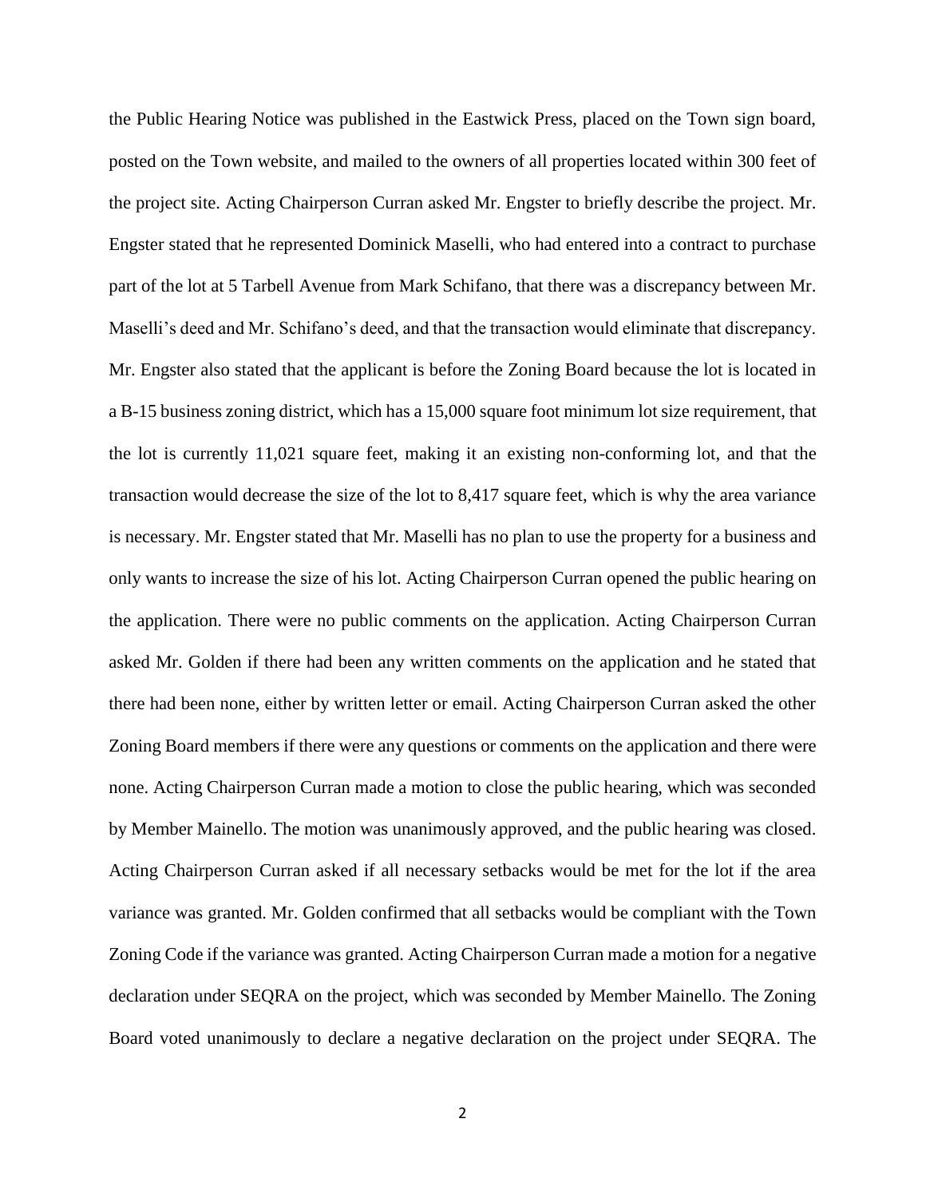the Public Hearing Notice was published in the Eastwick Press, placed on the Town sign board, posted on the Town website, and mailed to the owners of all properties located within 300 feet of the project site. Acting Chairperson Curran asked Mr. Engster to briefly describe the project. Mr. Engster stated that he represented Dominick Maselli, who had entered into a contract to purchase part of the lot at 5 Tarbell Avenue from Mark Schifano, that there was a discrepancy between Mr. Maselli's deed and Mr. Schifano's deed, and that the transaction would eliminate that discrepancy. Mr. Engster also stated that the applicant is before the Zoning Board because the lot is located in a B-15 business zoning district, which has a 15,000 square foot minimum lot size requirement, that the lot is currently 11,021 square feet, making it an existing non-conforming lot, and that the transaction would decrease the size of the lot to 8,417 square feet, which is why the area variance is necessary. Mr. Engster stated that Mr. Maselli has no plan to use the property for a business and only wants to increase the size of his lot. Acting Chairperson Curran opened the public hearing on the application. There were no public comments on the application. Acting Chairperson Curran asked Mr. Golden if there had been any written comments on the application and he stated that there had been none, either by written letter or email. Acting Chairperson Curran asked the other Zoning Board members if there were any questions or comments on the application and there were none. Acting Chairperson Curran made a motion to close the public hearing, which was seconded by Member Mainello. The motion was unanimously approved, and the public hearing was closed. Acting Chairperson Curran asked if all necessary setbacks would be met for the lot if the area variance was granted. Mr. Golden confirmed that all setbacks would be compliant with the Town Zoning Code if the variance was granted. Acting Chairperson Curran made a motion for a negative declaration under SEQRA on the project, which was seconded by Member Mainello. The Zoning Board voted unanimously to declare a negative declaration on the project under SEQRA. The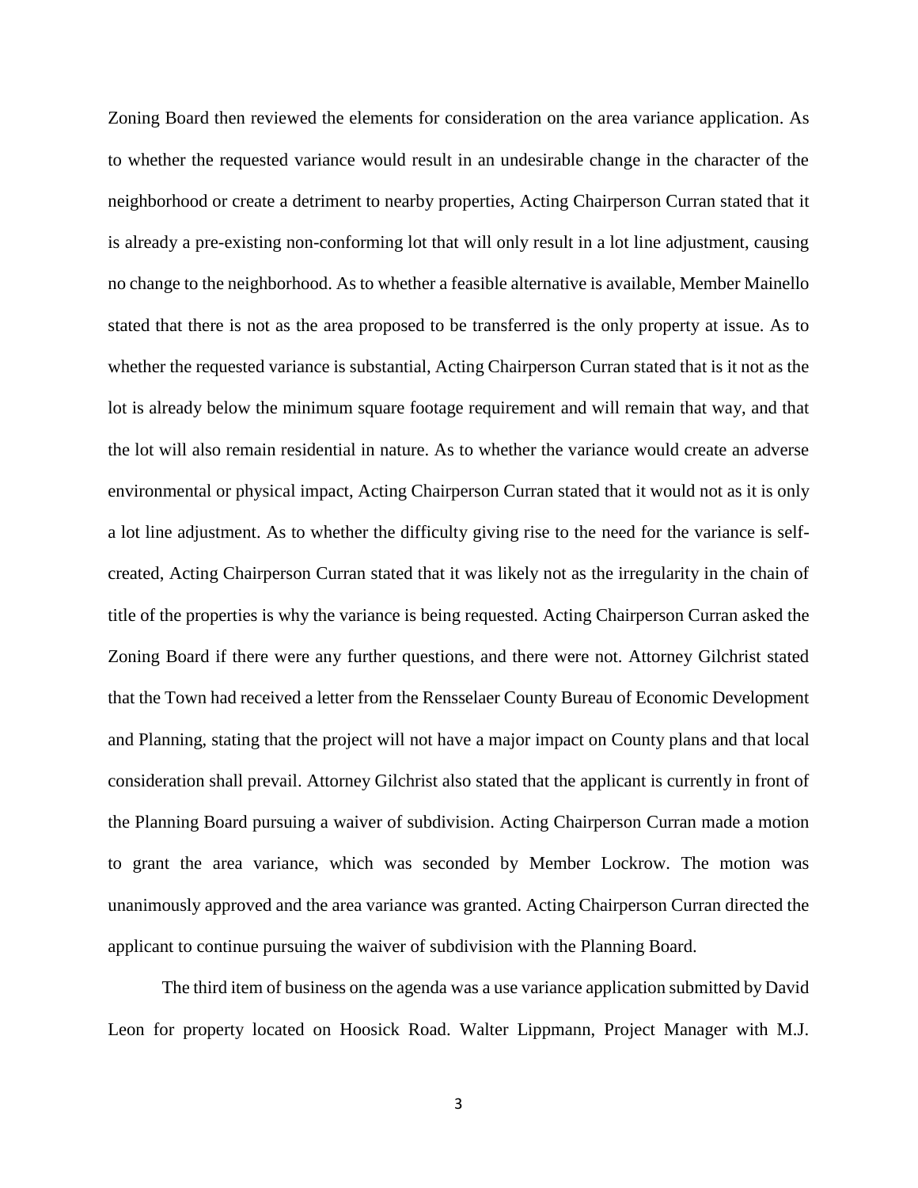Zoning Board then reviewed the elements for consideration on the area variance application. As to whether the requested variance would result in an undesirable change in the character of the neighborhood or create a detriment to nearby properties, Acting Chairperson Curran stated that it is already a pre-existing non-conforming lot that will only result in a lot line adjustment, causing no change to the neighborhood. As to whether a feasible alternative is available, Member Mainello stated that there is not as the area proposed to be transferred is the only property at issue. As to whether the requested variance is substantial, Acting Chairperson Curran stated that is it not as the lot is already below the minimum square footage requirement and will remain that way, and that the lot will also remain residential in nature. As to whether the variance would create an adverse environmental or physical impact, Acting Chairperson Curran stated that it would not as it is only a lot line adjustment. As to whether the difficulty giving rise to the need for the variance is self-created, Acting Chairperson Curran stated that it was likely not as the irregularity in the chain of title of the properties is why the variance is being requested. Acting Chairperson Curran asked the Zoning Board if there were any further questions, and there were not. Attorney Gilchrist stated that the Town had received a letter from the Rensselaer County Bureau of Economic Development and Planning, stating that the project will not have a major impact on County plans and that local consideration shall prevail. Attorney Gilchrist also stated that the applicant is currently in front of the Planning Board pursuing a waiver of subdivision. Acting Chairperson Curran made a motion to grant the area variance, which was seconded by Member Lockrow. The motion was unanimously approved and the area variance was granted. Acting Chairperson Curran directed the applicant to continue pursuing the waiver of subdivision with the Planning Board.

The third item of business on the agenda was a use variance application submitted by David Leon for property located on Hoosick Road. Walter Lippmann, Project Manager with M.J.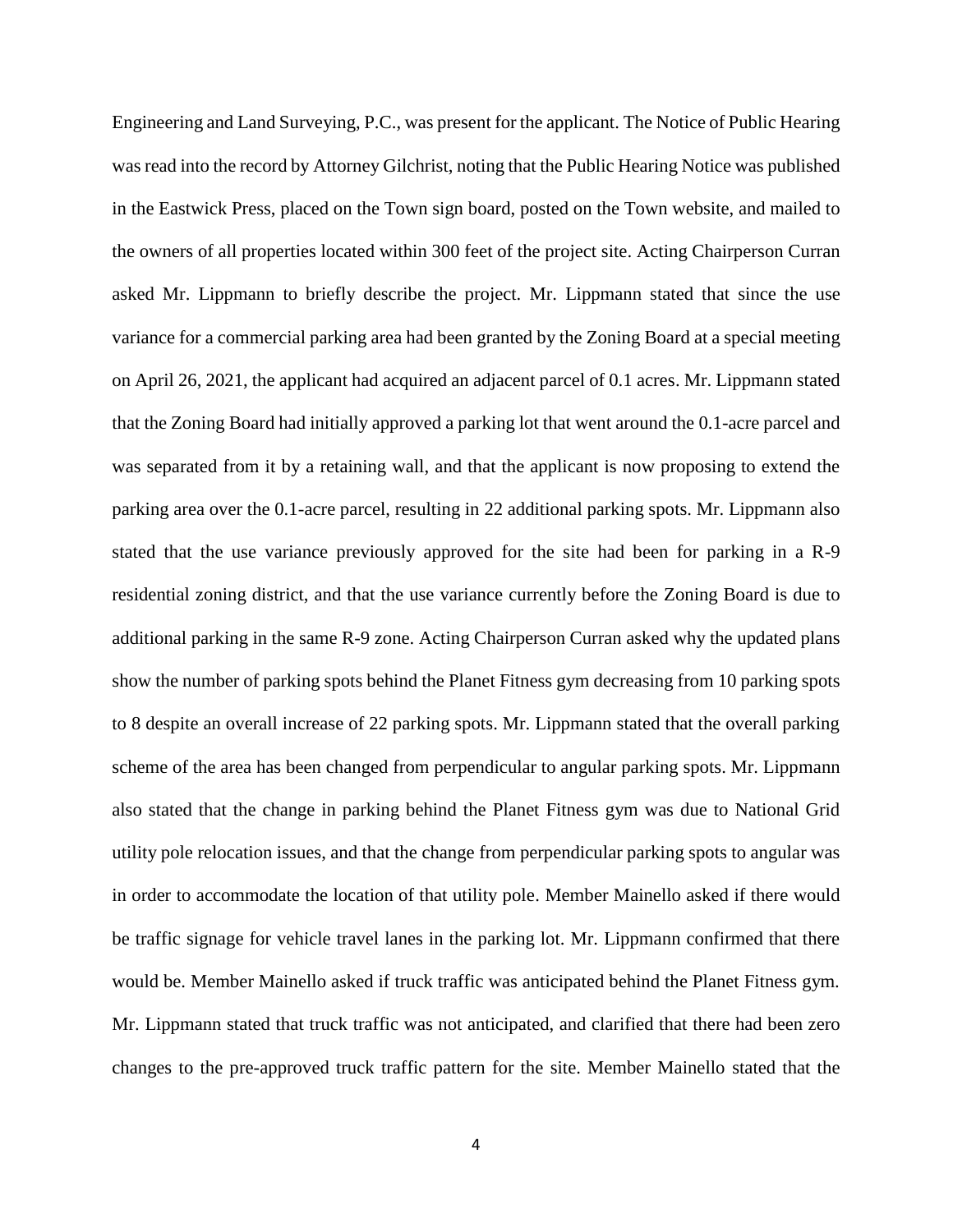Engineering and Land Surveying, P.C., was present for the applicant. The Notice of Public Hearing was read into the record by Attorney Gilchrist, noting that the Public Hearing Notice was published in the Eastwick Press, placed on the Town sign board, posted on the Town website, and mailed to the owners of all properties located within 300 feet of the project site. Acting Chairperson Curran asked Mr. Lippmann to briefly describe the project. Mr. Lippmann stated that since the use variance for a commercial parking area had been granted by the Zoning Board at a special meeting on April 26, 2021, the applicant had acquired an adjacent parcel of 0.1 acres. Mr. Lippmann stated that the Zoning Board had initially approved a parking lot that went around the 0.1-acre parcel and was separated from it by a retaining wall, and that the applicant is now proposing to extend the parking area over the 0.1-acre parcel, resulting in 22 additional parking spots. Mr. Lippmann also stated that the use variance previously approved for the site had been for parking in a R-9 residential zoning district, and that the use variance currently before the Zoning Board is due to additional parking in the same R-9 zone. Acting Chairperson Curran asked why the updated plans show the number of parking spots behind the Planet Fitness gym decreasing from 10 parking spots to 8 despite an overall increase of 22 parking spots. Mr. Lippmann stated that the overall parking scheme of the area has been changed from perpendicular to angular parking spots. Mr. Lippmann also stated that the change in parking behind the Planet Fitness gym was due to National Grid utility pole relocation issues, and that the change from perpendicular parking spots to angular was in order to accommodate the location of that utility pole. Member Mainello asked if there would be traffic signage for vehicle travel lanes in the parking lot. Mr. Lippmann confirmed that there would be. Member Mainello asked if truck traffic was anticipated behind the Planet Fitness gym. Mr. Lippmann stated that truck traffic was not anticipated, and clarified that there had been zero changes to the pre-approved truck traffic pattern for the site. Member Mainello stated that the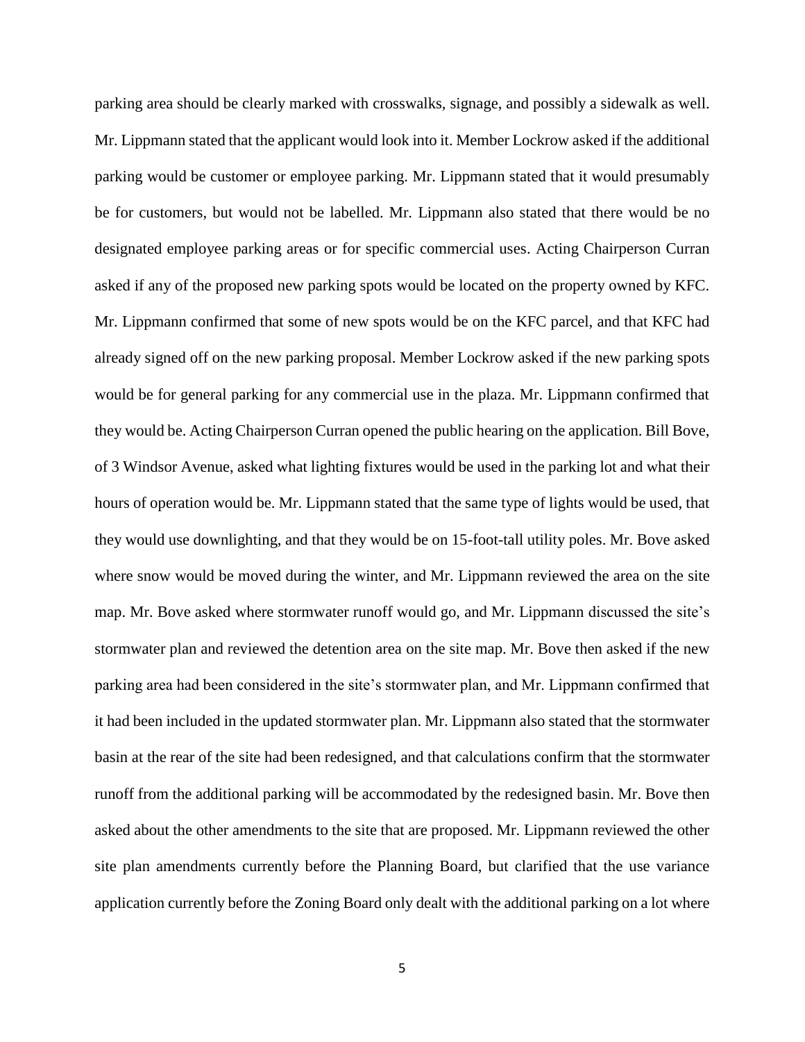parking area should be clearly marked with crosswalks, signage, and possibly a sidewalk as well. Mr. Lippmann stated that the applicant would look into it. Member Lockrow asked if the additional parking would be customer or employee parking. Mr. Lippmann stated that it would presumably be for customers, but would not be labelled. Mr. Lippmann also stated that there would be no designated employee parking areas or for specific commercial uses. Acting Chairperson Curran asked if any of the proposed new parking spots would be located on the property owned by KFC. Mr. Lippmann confirmed that some of new spots would be on the KFC parcel, and that KFC had already signed off on the new parking proposal. Member Lockrow asked if the new parking spots would be for general parking for any commercial use in the plaza. Mr. Lippmann confirmed that they would be. Acting Chairperson Curran opened the public hearing on the application. Bill Bove, of 3 Windsor Avenue, asked what lighting fixtures would be used in the parking lot and what their hours of operation would be. Mr. Lippmann stated that the same type of lights would be used, that they would use downlighting, and that they would be on 15-foot-tall utility poles. Mr. Bove asked where snow would be moved during the winter, and Mr. Lippmann reviewed the area on the site map. Mr. Bove asked where stormwater runoff would go, and Mr. Lippmann discussed the site's stormwater plan and reviewed the detention area on the site map. Mr. Bove then asked if the new parking area had been considered in the site's stormwater plan, and Mr. Lippmann confirmed that it had been included in the updated stormwater plan. Mr. Lippmann also stated that the stormwater basin at the rear of the site had been redesigned, and that calculations confirm that the stormwater runoff from the additional parking will be accommodated by the redesigned basin. Mr. Bove then asked about the other amendments to the site that are proposed. Mr. Lippmann reviewed the other site plan amendments currently before the Planning Board, but clarified that the use variance application currently before the Zoning Board only dealt with the additional parking on a lot where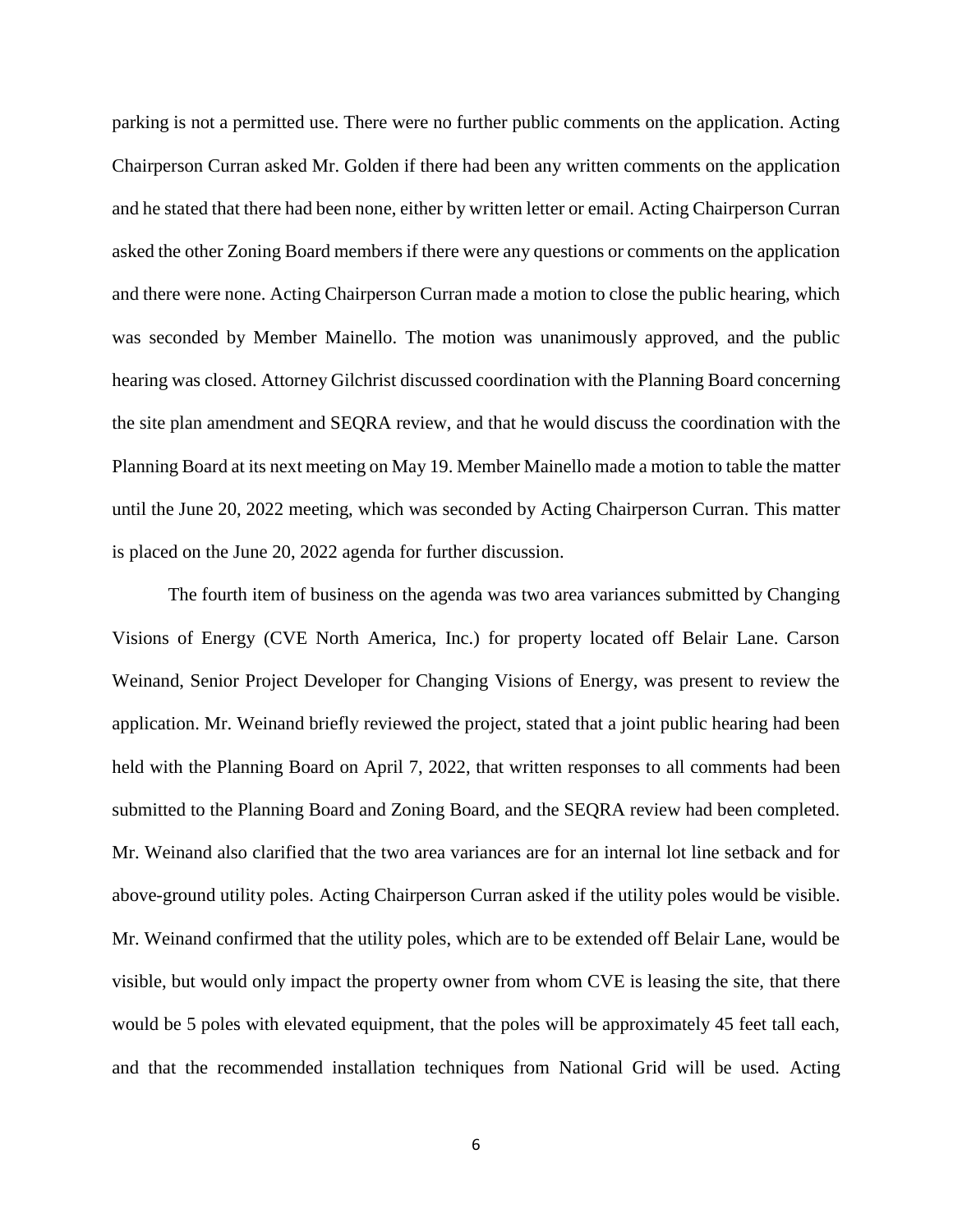parking is not a permitted use. There were no further public comments on the application. Acting Chairperson Curran asked Mr. Golden if there had been any written comments on the application and he stated that there had been none, either by written letter or email. Acting Chairperson Curran asked the other Zoning Board members if there were any questions or comments on the application and there were none. Acting Chairperson Curran made a motion to close the public hearing, which was seconded by Member Mainello. The motion was unanimously approved, and the public hearing was closed. Attorney Gilchrist discussed coordination with the Planning Board concerning the site plan amendment and SEQRA review, and that he would discuss the coordination with the Planning Board at its next meeting on May 19. Member Mainello made a motion to table the matter until the June 20, 2022 meeting, which was seconded by Acting Chairperson Curran. This matter is placed on the June 20, 2022 agenda for further discussion.

The fourth item of business on the agenda was two area variances submitted by Changing Visions of Energy (CVE North America, Inc.) for property located off Belair Lane. Carson Weinand, Senior Project Developer for Changing Visions of Energy, was present to review the application. Mr. Weinand briefly reviewed the project, stated that a joint public hearing had been held with the Planning Board on April 7, 2022, that written responses to all comments had been submitted to the Planning Board and Zoning Board, and the SEQRA review had been completed. Mr. Weinand also clarified that the two area variances are for an internal lot line setback and for above-ground utility poles. Acting Chairperson Curran asked if the utility poles would be visible. Mr. Weinand confirmed that the utility poles, which are to be extended off Belair Lane, would be visible, but would only impact the property owner from whom CVE is leasing the site, that there would be 5 poles with elevated equipment, that the poles will be approximately 45 feet tall each, and that the recommended installation techniques from National Grid will be used. Acting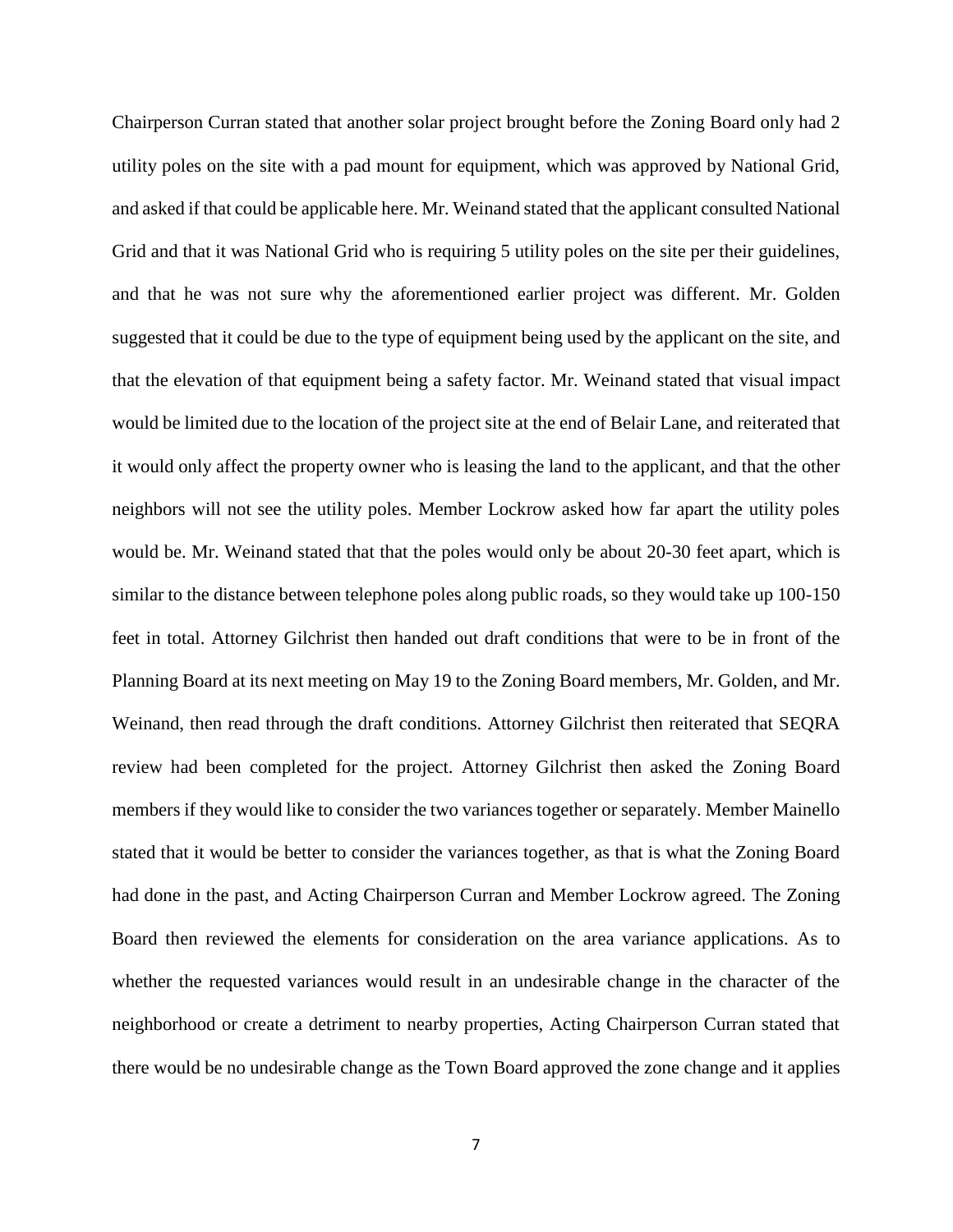Chairperson Curran stated that another solar project brought before the Zoning Board only had 2 utility poles on the site with a pad mount for equipment, which was approved by National Grid, and asked if that could be applicable here. Mr. Weinand stated that the applicant consulted National Grid and that it was National Grid who is requiring 5 utility poles on the site per their guidelines, and that he was not sure why the aforementioned earlier project was different. Mr. Golden suggested that it could be due to the type of equipment being used by the applicant on the site, and that the elevation of that equipment being a safety factor. Mr. Weinand stated that visual impact would be limited due to the location of the project site at the end of Belair Lane, and reiterated that it would only affect the property owner who is leasing the land to the applicant, and that the other neighbors will not see the utility poles. Member Lockrow asked how far apart the utility poles would be. Mr. Weinand stated that that the poles would only be about 20-30 feet apart, which is similar to the distance between telephone poles along public roads, so they would take up 100-150 feet in total. Attorney Gilchrist then handed out draft conditions that were to be in front of the Planning Board at its next meeting on May 19 to the Zoning Board members, Mr. Golden, and Mr. Weinand, then read through the draft conditions. Attorney Gilchrist then reiterated that SEQRA review had been completed for the project. Attorney Gilchrist then asked the Zoning Board members if they would like to consider the two variances together or separately. Member Mainello stated that it would be better to consider the variances together, as that is what the Zoning Board had done in the past, and Acting Chairperson Curran and Member Lockrow agreed. The Zoning Board then reviewed the elements for consideration on the area variance applications. As to whether the requested variances would result in an undesirable change in the character of the neighborhood or create a detriment to nearby properties, Acting Chairperson Curran stated that there would be no undesirable change as the Town Board approved the zone change and it applies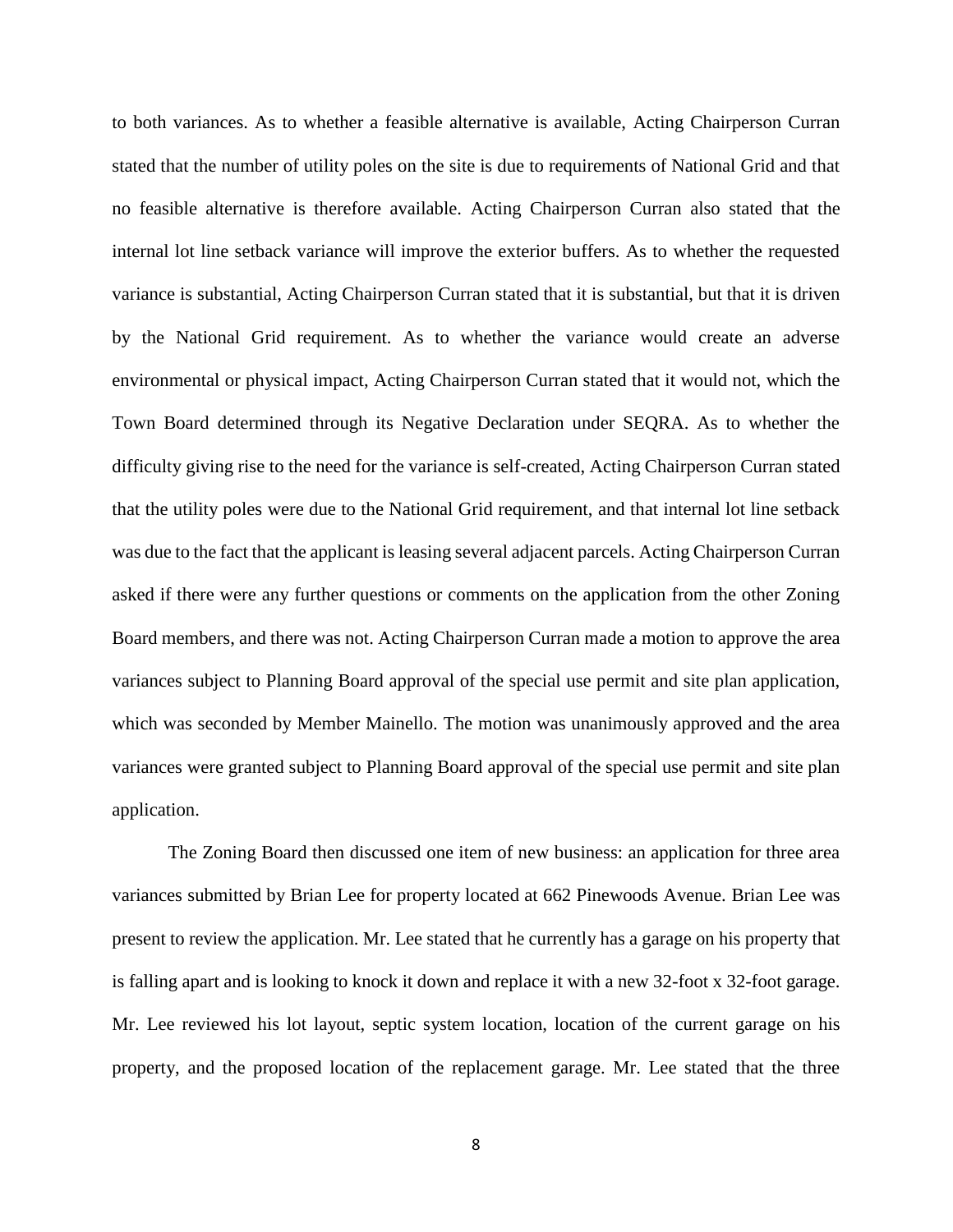to both variances. As to whether a feasible alternative is available, Acting Chairperson Curran stated that the number of utility poles on the site is due to requirements of National Grid and that no feasible alternative is therefore available. Acting Chairperson Curran also stated that the internal lot line setback variance will improve the exterior buffers. As to whether the requested variance is substantial, Acting Chairperson Curran stated that it is substantial, but that it is driven by the National Grid requirement. As to whether the variance would create an adverse environmental or physical impact, Acting Chairperson Curran stated that it would not, which the Town Board determined through its Negative Declaration under SEQRA. As to whether the difficulty giving rise to the need for the variance is self-created, Acting Chairperson Curran stated that the utility poles were due to the National Grid requirement, and that internal lot line setback was due to the fact that the applicant is leasing several adjacent parcels. Acting Chairperson Curran asked if there were any further questions or comments on the application from the other Zoning Board members, and there was not. Acting Chairperson Curran made a motion to approve the area variances subject to Planning Board approval of the special use permit and site plan application, which was seconded by Member Mainello. The motion was unanimously approved and the area variances were granted subject to Planning Board approval of the special use permit and site plan application.

The Zoning Board then discussed one item of new business: an application for three area variances submitted by Brian Lee for property located at 662 Pinewoods Avenue. Brian Lee was present to review the application. Mr. Lee stated that he currently has a garage on his property that is falling apart and is looking to knock it down and replace it with a new 32-foot x 32-foot garage. Mr. Lee reviewed his lot layout, septic system location, location of the current garage on his property, and the proposed location of the replacement garage. Mr. Lee stated that the three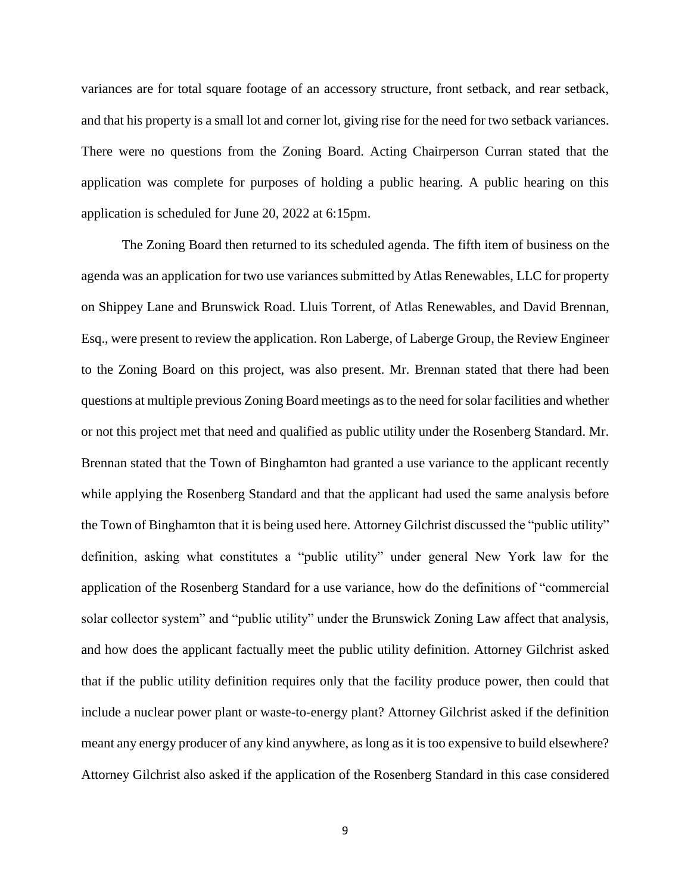variances are for total square footage of an accessory structure, front setback, and rear setback, and that his property is a small lot and corner lot, giving rise for the need for two setback variances. There were no questions from the Zoning Board. Acting Chairperson Curran stated that the application was complete for purposes of holding a public hearing. A public hearing on this application is scheduled for June 20, 2022 at 6:15pm.

The Zoning Board then returned to its scheduled agenda. The fifth item of business on the agenda was an application for two use variances submitted by Atlas Renewables, LLC for property on Shippey Lane and Brunswick Road. Lluis Torrent, of Atlas Renewables, and David Brennan, Esq., were present to review the application. Ron Laberge, of Laberge Group, the Review Engineer to the Zoning Board on this project, was also present. Mr. Brennan stated that there had been questions at multiple previous Zoning Board meetings as to the need for solar facilities and whether or not this project met that need and qualified as public utility under the Rosenberg Standard. Mr. Brennan stated that the Town of Binghamton had granted a use variance to the applicant recently while applying the Rosenberg Standard and that the applicant had used the same analysis before the Town of Binghamton that it is being used here. Attorney Gilchrist discussed the "public utility" definition, asking what constitutes a "public utility" under general New York law for the application of the Rosenberg Standard for a use variance, how do the definitions of "commercial solar collector system" and "public utility" under the Brunswick Zoning Law affect that analysis, and how does the applicant factually meet the public utility definition. Attorney Gilchrist asked that if the public utility definition requires only that the facility produce power, then could that include a nuclear power plant or waste-to-energy plant? Attorney Gilchrist asked if the definition meant any energy producer of any kind anywhere, as long as it is too expensive to build elsewhere? Attorney Gilchrist also asked if the application of the Rosenberg Standard in this case considered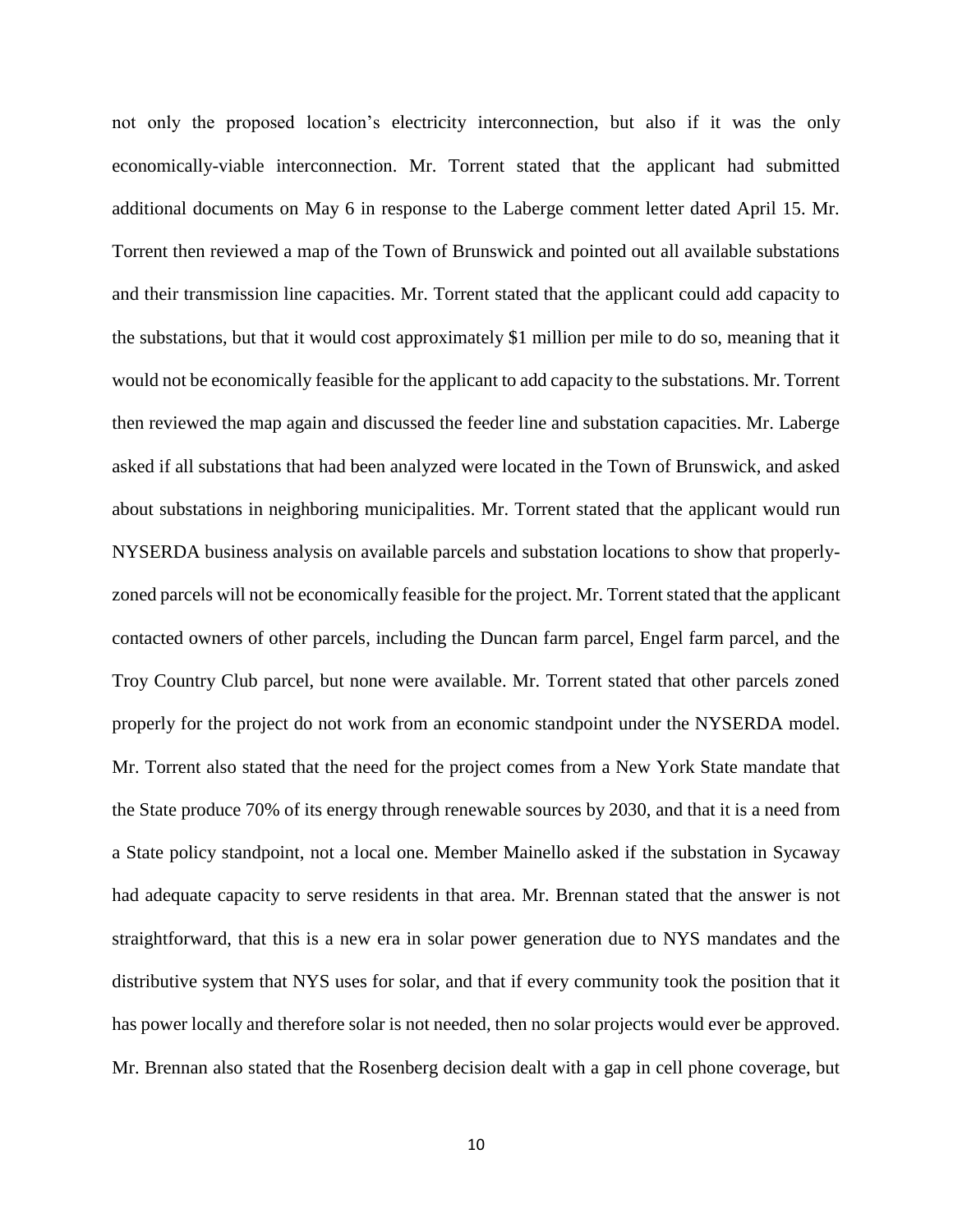not only the proposed location's electricity interconnection, but also if it was the only economically-viable interconnection. Mr. Torrent stated that the applicant had submitted additional documents on May 6 in response to the Laberge comment letter dated April 15. Mr. Torrent then reviewed a map of the Town of Brunswick and pointed out all available substations and their transmission line capacities. Mr. Torrent stated that the applicant could add capacity to the substations, but that it would cost approximately $1 million per mile to do so, meaning that it would not be economically feasible for the applicant to add capacity to the substations. Mr. Torrent then reviewed the map again and discussed the feeder line and substation capacities. Mr. Laberge asked if all substations that had been analyzed were located in the Town of Brunswick, and asked about substations in neighboring municipalities. Mr. Torrent stated that the applicant would run NYSERDA business analysis on available parcels and substation locations to show that properly-zoned parcels will not be economically feasible for the project. Mr. Torrent stated that the applicant contacted owners of other parcels, including the Duncan farm parcel, Engel farm parcel, and the Troy Country Club parcel, but none were available. Mr. Torrent stated that other parcels zoned properly for the project do not work from an economic standpoint under the NYSERDA model. Mr. Torrent also stated that the need for the project comes from a New York State mandate that the State produce 70% of its energy through renewable sources by 2030, and that it is a need from a State policy standpoint, not a local one. Member Mainello asked if the substation in Sycaway had adequate capacity to serve residents in that area. Mr. Brennan stated that the answer is not straightforward, that this is a new era in solar power generation due to NYS mandates and the distributive system that NYS uses for solar, and that if every community took the position that it has power locally and therefore solar is not needed, then no solar projects would ever be approved. Mr. Brennan also stated that the Rosenberg decision dealt with a gap in cell phone coverage, but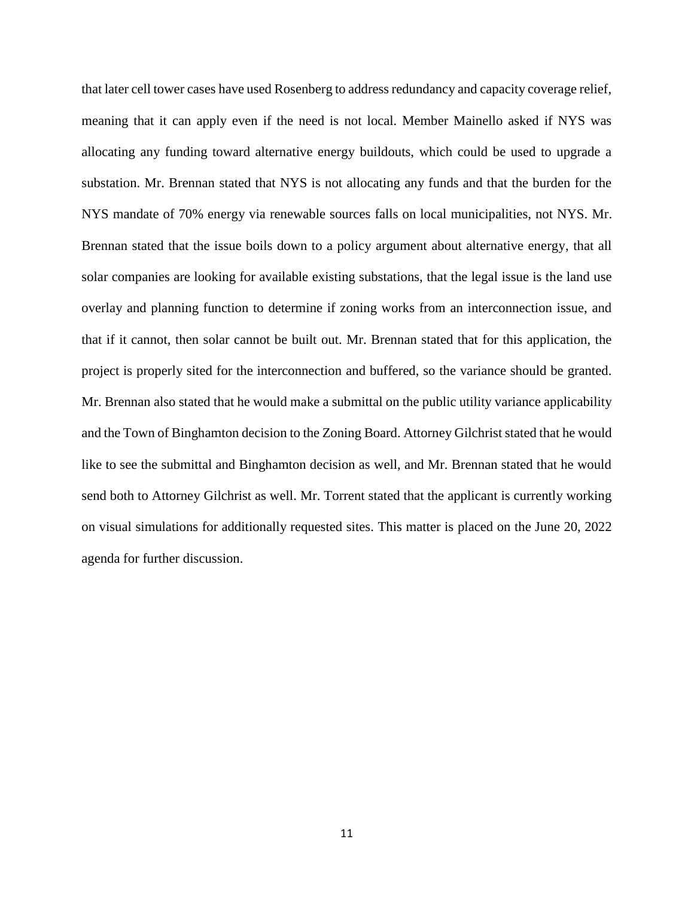that later cell tower cases have used Rosenberg to address redundancy and capacity coverage relief, meaning that it can apply even if the need is not local. Member Mainello asked if NYS was allocating any funding toward alternative energy buildouts, which could be used to upgrade a substation. Mr. Brennan stated that NYS is not allocating any funds and that the burden for the NYS mandate of 70% energy via renewable sources falls on local municipalities, not NYS. Mr. Brennan stated that the issue boils down to a policy argument about alternative energy, that all solar companies are looking for available existing substations, that the legal issue is the land use overlay and planning function to determine if zoning works from an interconnection issue, and that if it cannot, then solar cannot be built out. Mr. Brennan stated that for this application, the project is properly sited for the interconnection and buffered, so the variance should be granted. Mr. Brennan also stated that he would make a submittal on the public utility variance applicability and the Town of Binghamton decision to the Zoning Board. Attorney Gilchrist stated that he would like to see the submittal and Binghamton decision as well, and Mr. Brennan stated that he would send both to Attorney Gilchrist as well. Mr. Torrent stated that the applicant is currently working on visual simulations for additionally requested sites. This matter is placed on the June 20, 2022 agenda for further discussion.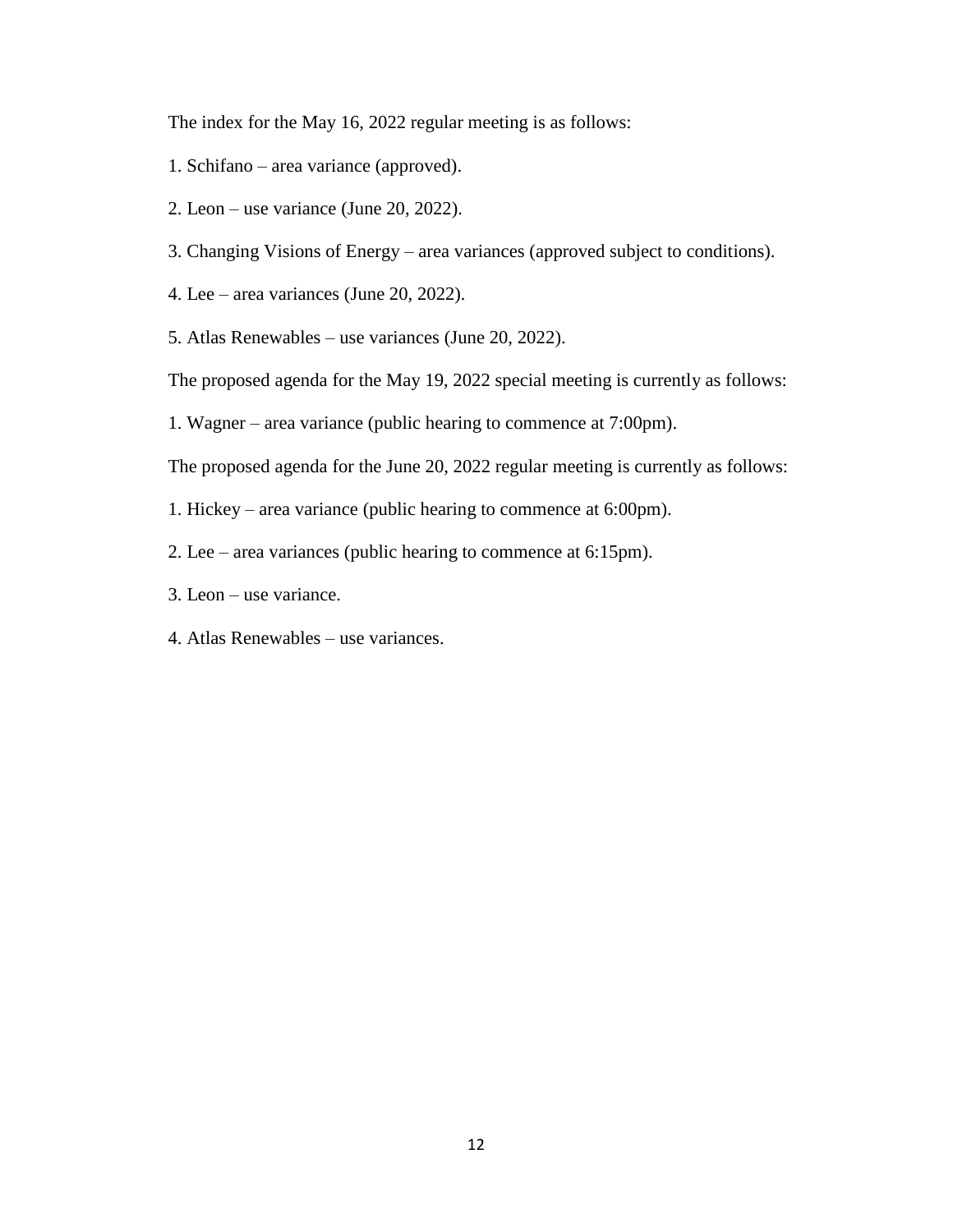The index for the May 16, 2022 regular meeting is as follows:

1. Schifano – area variance (approved).

2. Leon – use variance (June 20, 2022).

3. Changing Visions of Energy – area variances (approved subject to conditions).

4. Lee – area variances (June 20, 2022).

5. Atlas Renewables – use variances (June 20, 2022).

The proposed agenda for the May 19, 2022 special meeting is currently as follows:

1. Wagner – area variance (public hearing to commence at 7:00pm).

The proposed agenda for the June 20, 2022 regular meeting is currently as follows:

1. Hickey – area variance (public hearing to commence at 6:00pm).

2. Lee – area variances (public hearing to commence at 6:15pm).

3. Leon – use variance.

4. Atlas Renewables – use variances.